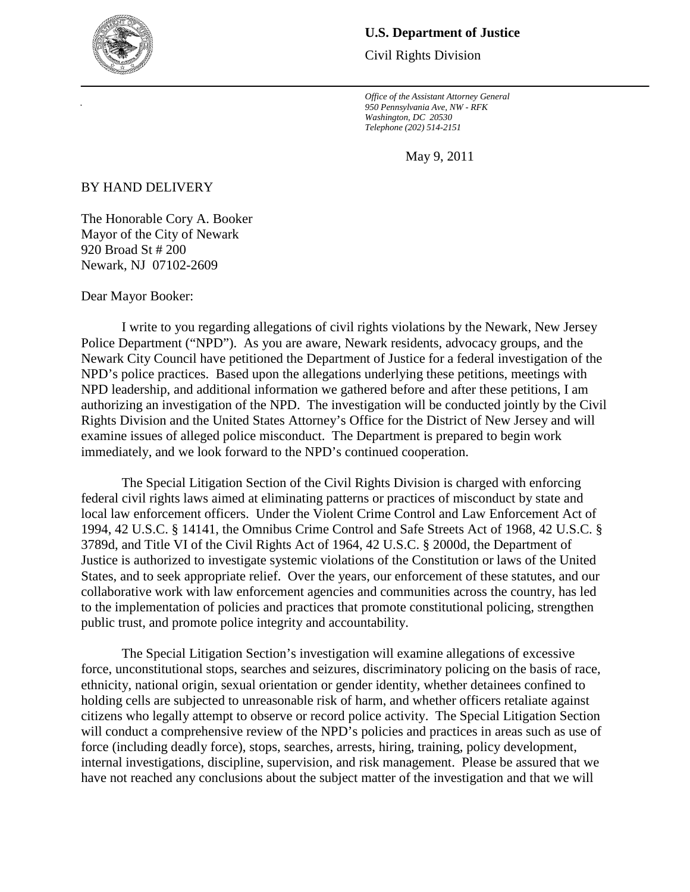**U.S. Department of Justice**

Civil Rights Division

*Office of the Assistant Attorney General*
*950 Pennsylvania Ave, NW - RFK*
*Washington, DC 20530*
*Telephone (202) 514-2151*

May 9, 2011

BY HAND DELIVERY

The Honorable Cory A. Booker
Mayor of the City of Newark
920 Broad St # 200
Newark, NJ 07102-2609

Dear Mayor Booker:

I write to you regarding allegations of civil rights violations by the Newark, New Jersey Police Department ("NPD"). As you are aware, Newark residents, advocacy groups, and the Newark City Council have petitioned the Department of Justice for a federal investigation of the NPD's police practices. Based upon the allegations underlying these petitions, meetings with NPD leadership, and additional information we gathered before and after these petitions, I am authorizing an investigation of the NPD. The investigation will be conducted jointly by the Civil Rights Division and the United States Attorney's Office for the District of New Jersey and will examine issues of alleged police misconduct. The Department is prepared to begin work immediately, and we look forward to the NPD's continued cooperation.

The Special Litigation Section of the Civil Rights Division is charged with enforcing federal civil rights laws aimed at eliminating patterns or practices of misconduct by state and local law enforcement officers. Under the Violent Crime Control and Law Enforcement Act of 1994, 42 U.S.C. § 14141, the Omnibus Crime Control and Safe Streets Act of 1968, 42 U.S.C. § 3789d, and Title VI of the Civil Rights Act of 1964, 42 U.S.C. § 2000d, the Department of Justice is authorized to investigate systemic violations of the Constitution or laws of the United States, and to seek appropriate relief. Over the years, our enforcement of these statutes, and our collaborative work with law enforcement agencies and communities across the country, has led to the implementation of policies and practices that promote constitutional policing, strengthen public trust, and promote police integrity and accountability.

The Special Litigation Section's investigation will examine allegations of excessive force, unconstitutional stops, searches and seizures, discriminatory policing on the basis of race, ethnicity, national origin, sexual orientation or gender identity, whether detainees confined to holding cells are subjected to unreasonable risk of harm, and whether officers retaliate against citizens who legally attempt to observe or record police activity. The Special Litigation Section will conduct a comprehensive review of the NPD's policies and practices in areas such as use of force (including deadly force), stops, searches, arrests, hiring, training, policy development, internal investigations, discipline, supervision, and risk management. Please be assured that we have not reached any conclusions about the subject matter of the investigation and that we will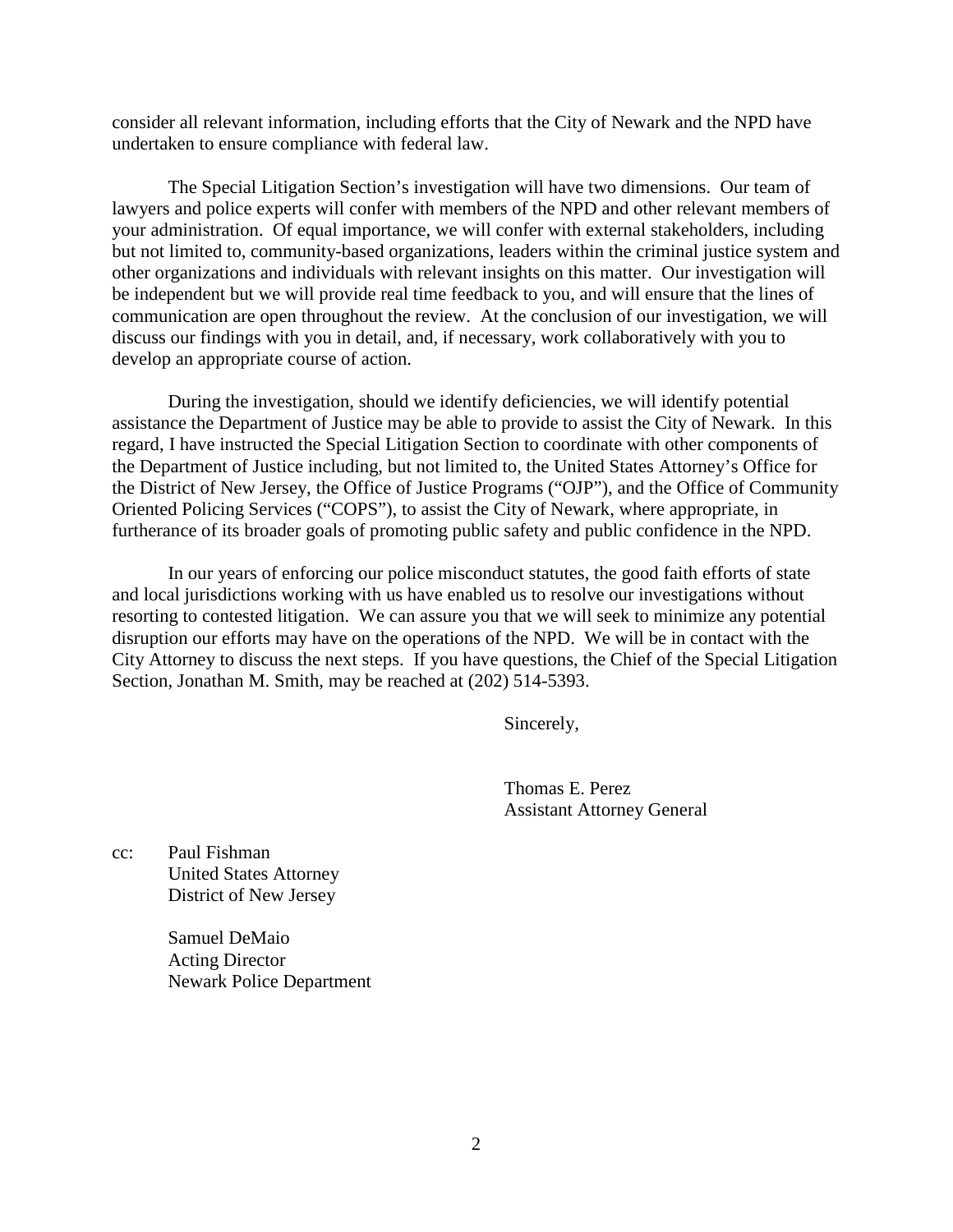consider all relevant information, including efforts that the City of Newark and the NPD have undertaken to ensure compliance with federal law.

The Special Litigation Section's investigation will have two dimensions. Our team of lawyers and police experts will confer with members of the NPD and other relevant members of your administration. Of equal importance, we will confer with external stakeholders, including but not limited to, community-based organizations, leaders within the criminal justice system and other organizations and individuals with relevant insights on this matter. Our investigation will be independent but we will provide real time feedback to you, and will ensure that the lines of communication are open throughout the review. At the conclusion of our investigation, we will discuss our findings with you in detail, and, if necessary, work collaboratively with you to develop an appropriate course of action.

During the investigation, should we identify deficiencies, we will identify potential assistance the Department of Justice may be able to provide to assist the City of Newark. In this regard, I have instructed the Special Litigation Section to coordinate with other components of the Department of Justice including, but not limited to, the United States Attorney's Office for the District of New Jersey, the Office of Justice Programs ("OJP"), and the Office of Community Oriented Policing Services ("COPS"), to assist the City of Newark, where appropriate, in furtherance of its broader goals of promoting public safety and public confidence in the NPD.

In our years of enforcing our police misconduct statutes, the good faith efforts of state and local jurisdictions working with us have enabled us to resolve our investigations without resorting to contested litigation. We can assure you that we will seek to minimize any potential disruption our efforts may have on the operations of the NPD. We will be in contact with the City Attorney to discuss the next steps. If you have questions, the Chief of the Special Litigation Section, Jonathan M. Smith, may be reached at (202) 514-5393.

Sincerely,

Thomas E. Perez
Assistant Attorney General

cc: Paul Fishman
United States Attorney
District of New Jersey

Samuel DeMaio
Acting Director
Newark Police Department